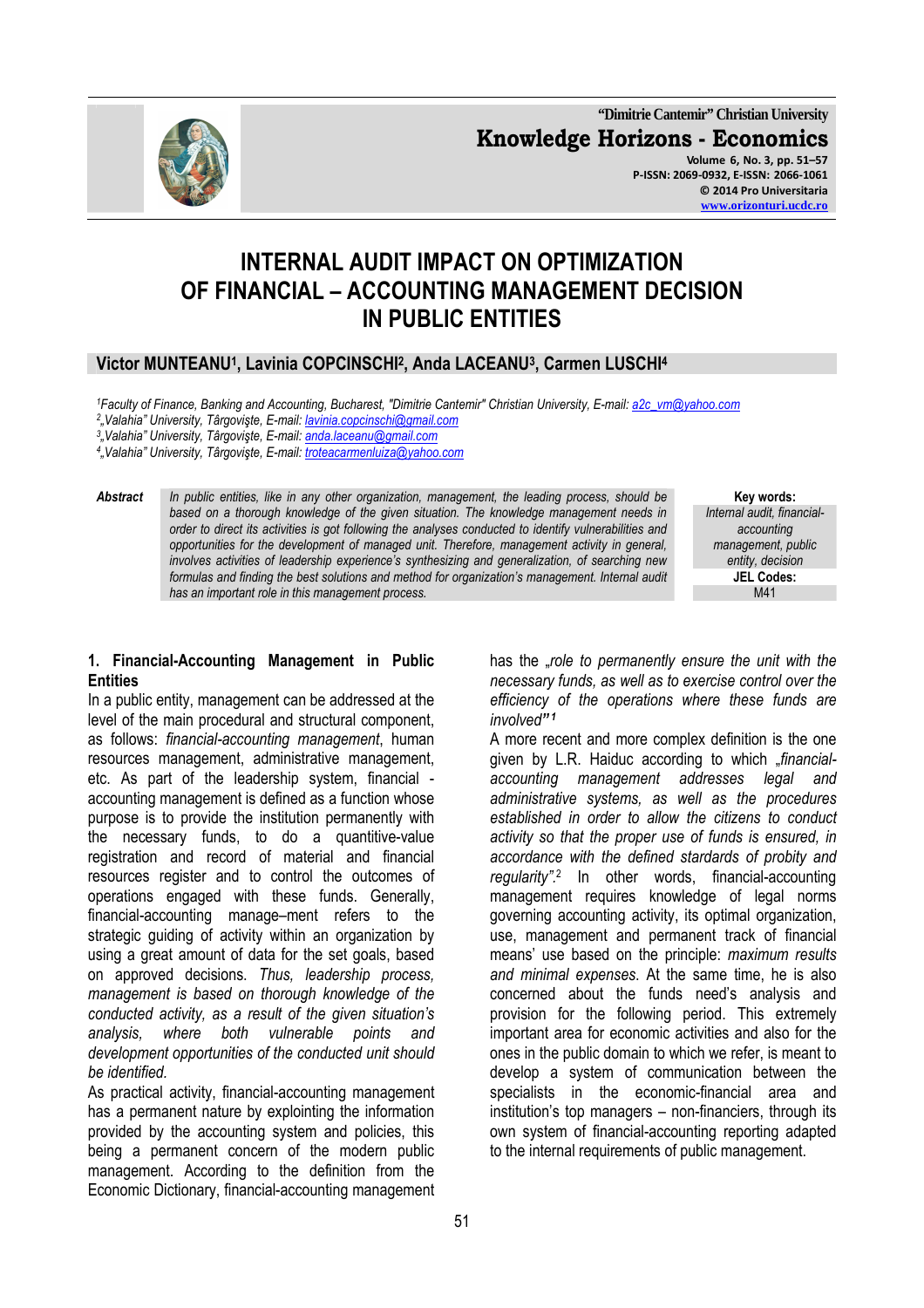# INTERNAL AUDIT IMPACT ON OPTIMIZATION OF FINANCIAL – ACCOUNTING MANAGEMENT DECISION IN PUBLIC ENTITIES

**Victor MUNTEANU[1], Lavinia COPCINSCHI[2], Anda LACEANU[3], Carmen LUSCHI[4]**

[1]*Faculty of Finance, Banking and Accounting, Bucharest, "Dimitrie Cantemir" Christian University, E-mail: a2c_vm@yahoo.com*
[2]*„Valahia" University, Târgovişte, E-mail: lavinia.copcinschi@gmail.com*
[3]*„Valahia" University, Târgovişte, E-mail: anda.laceanu@gmail.com*
[4]*„Valahia" University, Târgovişte, E-mail: troteacarmenluiza@yahoo.com*

**Abstract** *In public entities, like in any other organization, management, the leading process, should be based on a thorough knowledge of the given situation. The knowledge management needs in order to direct its activities is got following the analyses conducted to identify vulnerabilities and opportunities for the development of managed unit. Therefore, management activity in general, involves activities of leadership experience's synthesizing and generalization, of searching new formulas and finding the best solutions and method for organization's management. Internal audit has an important role in this management process.*

**Key words:** *Internal audit, financial-accounting management, public entity, decision*

**JEL Codes:** M41

## 1. Financial-Accounting Management in Public Entities

In a public entity, management can be addressed at the level of the main procedural and structural component, as follows: *financial-accounting management*, human resources management, administrative management, etc. As part of the leadership system, financial - accounting management is defined as a function whose purpose is to provide the institution permanently with the necessary funds, to do a quantitive-value registration and record of material and financial resources register and to control the outcomes of operations engaged with these funds. Generally, financial-accounting manage–ment refers to the strategic guiding of activity within an organization by using a great amount of data for the set goals, based on approved decisions. *Thus, leadership process, management is based on thorough knowledge of the conducted activity, as a result of the given situation's analysis, where both vulnerable points and development opportunities of the conducted unit should be identified.*

As practical activity, financial-accounting management has a permanent nature by exploiting the information provided by the accounting system and policies, this being a permanent concern of the modern public management. According to the definition from the Economic Dictionary, financial-accounting management has the *„role to permanently ensure the unit with the necessary funds, as well as to exercise control over the efficiency of the operations where these funds are involved"*[1]

A more recent and more complex definition is the one given by L.R. Haiduc according to which *„financial-accounting management addresses legal and administrative systems, as well as the procedures established in order to allow the citizens to conduct activity so that the proper use of funds is ensured, in accordance with the defined stardards of probity and regularity"*.[2] In other words, financial-accounting management requires knowledge of legal norms governing accounting activity, its optimal organization, use, management and permanent track of financial means' use based on the principle: *maximum results and minimal expenses*. At the same time, he is also concerned about the funds need's analysis and provision for the following period. This extremely important area for economic activities and also for the ones in the public domain to which we refer, is meant to develop a system of communication between the specialists in the economic-financial area and institution's top managers – non-financiers, through its own system of financial-accounting reporting adapted to the internal requirements of public management.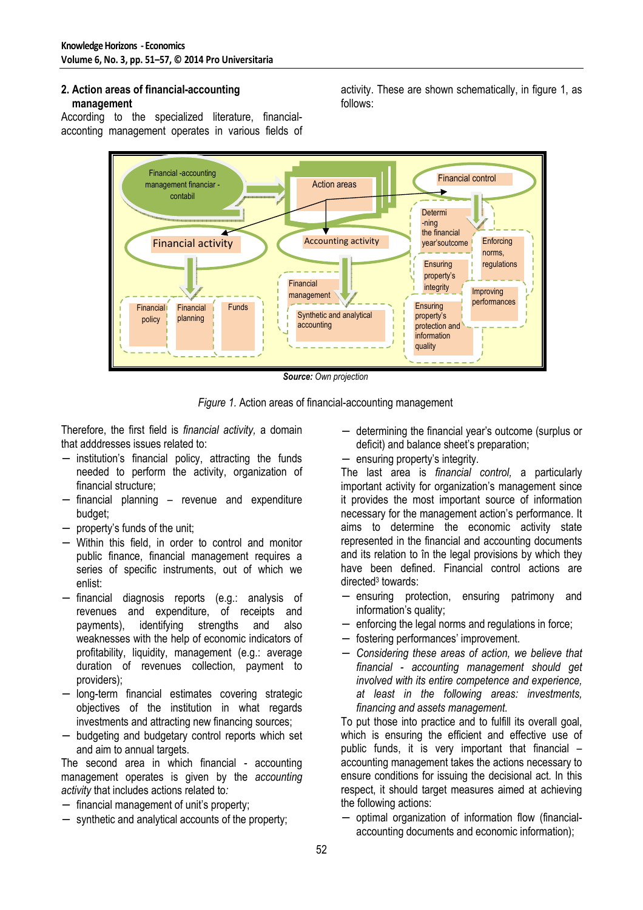## 2. Action areas of financial-accounting management

According to the specialized literature, financial-accounting management operates in various fields of activity. These are shown schematically, in figure 1, as follows:

*Source:* Own projection

*Figure 1.* Action areas of financial-accounting management

Therefore, the first field is *financial activity,* a domain that adddresses issues related to:

- institution's financial policy, attracting the funds needed to perform the activity, organization of financial structure;
- financial planning – revenue and expenditure budget;
- property's funds of the unit;
- Within this field, in order to control and monitor public finance, financial management requires a series of specific instruments, out of which we enlist:
- financial diagnosis reports (e.g.: analysis of revenues and expenditure, of receipts and payments), identifying strengths and also weaknesses with the help of economic indicators of profitability, liquidity, management (e.g.: average duration of revenues collection, payment to providers);
- long-term financial estimates covering strategic objectives of the institution in what regards investments and attracting new financing sources;
- budgeting and budgetary control reports which set and aim to annual targets.

The second area in which financial - accounting management operates is given by the *accounting activity* that includes actions related to*:*

- financial management of unit's property;
- synthetic and analytical accounts of the property;
- determining the financial year's outcome (surplus or deficit) and balance sheet's preparation;
- ensuring property's integrity.

The last area is *financial control,* a particularly important activity for organization's management since it provides the most important source of information necessary for the management action's performance. It aims to determine the economic activity state represented in the financial and accounting documents and its relation to în the legal provisions by which they have been defined. Financial control actions are directed[3] towards:

- ensuring protection, ensuring patrimony and information's quality;
- enforcing the legal norms and regulations in force;
- fostering performances' improvement.
- *Considering these areas of action, we believe that financial - accounting management should get involved with its entire competence and experience, at least in the following areas: investments, financing and assets management.*

To put those into practice and to fulfill its overall goal, which is ensuring the efficient and effective use of public funds, it is very important that financial – accounting management takes the actions necessary to ensure conditions for issuing the decisional act. In this respect, it should target measures aimed at achieving the following actions:

- optimal organization of information flow (financial-accounting documents and economic information);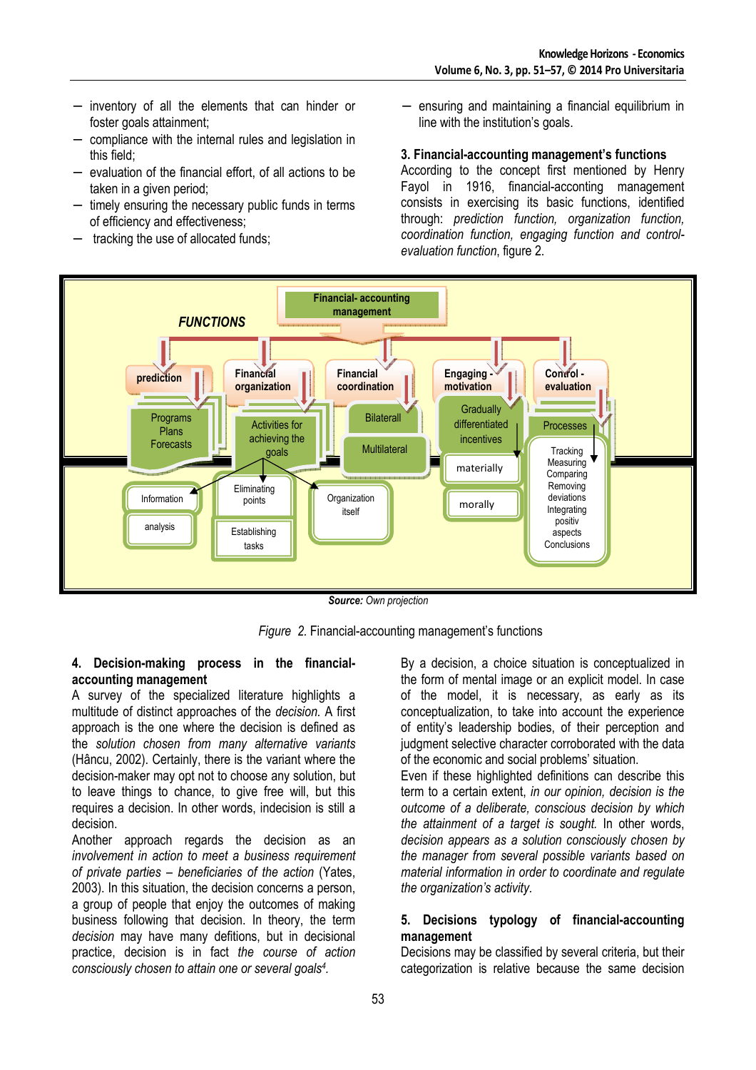- inventory of all the elements that can hinder or foster goals attainment;
- compliance with the internal rules and legislation in this field;
- evaluation of the financial effort, of all actions to be taken in a given period;
- timely ensuring the necessary public funds in terms of efficiency and effectiveness;
- tracking the use of allocated funds;
- ensuring and maintaining a financial equilibrium in line with the institution's goals.

## 3. Financial-accounting management's functions

According to the concept first mentioned by Henry Fayol in 1916, financial-acconting management consists in exercising its basic functions, identified through: *prediction function, organization function, coordination function, engaging function and control-evaluation function*, figure 2.

**Source:** *Own projection*

*Figure 2.* Financial-accounting management's functions

## 4. Decision-making process in the financial-accounting management

A survey of the specialized literature highlights a multitude of distinct approaches of the *decision.* A first approach is the one where the decision is defined as the *solution chosen from many alternative variants* (Hâncu, 2002). Certainly, there is the variant where the decision-maker may opt not to choose any solution, but to leave things to chance, to give free will, but this requires a decision. In other words, indecision is still a decision.

Another approach regards the decision as an *involvement in action to meet a business requirement of private parties – beneficiaries of the action* (Yates, 2003). In this situation, the decision concerns a person, a group of people that enjoy the outcomes of running business following that decision. In theory, the term *decision* may have many defitions, but in decisional practice, decision is in fact *the course of action consciously chosen to attain one or several goals*[4].

By a decision, a choice situation is conceptualized in the form of mental image or an explicit model. In case of the model, it is necessary, as early as its conceptualization, to take into account the experience of entity's leadership bodies, of their perception and judgment selective character corroborated with the data of the economic and social problems' situation.

Even if these highlighted definitions can describe this term to a certain extent, *in our opinion, decision is the outcome of a deliberate, conscious decision by which the attainment of a target is sought.* In other words, *decision appears as a solution consciously chosen by the manager from several possible variants based on material information in order to coordinate and regulate the organization's activity.*

## 5. Decisions typology of financial-accounting management

Decisions may be classified by several criteria, but their categorization is relative because the same decision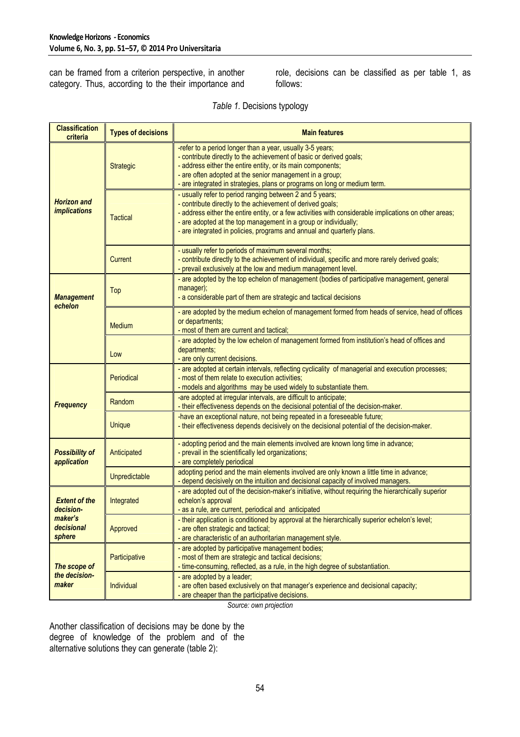can be framed from a criterion perspective, in another category. Thus, according to the their importance and role, decisions can be classified as per table 1, as follows:

*Table 1.* Decisions typology

| Classification criteria | Types of decisions | Main features |
|---|---|---|
| ***Horizon and implications*** | Strategic | -refer to a period longer than a year, usually 3-5 years;<br>- contribute directly to the achievement of basic or derived goals;<br>- address either the entire entity, or its main components;<br>- are often adopted at the senior management in a group;<br>- are integrated in strategies, plans or programs on long or medium term. |
| | Tactical | - usually refer to period ranging between 2 and 5 years;<br>- contribute directly to the achievement of derived goals;<br>- address either the entire entity, or a few activities with considerable implications on other areas;<br>- are adopted at the top management in a group or individually;<br>- are integrated in policies, programs and annual and quarterly plans. |
| | Current | - usually refer to periods of maximum several months;<br>- contribute directly to the achievement of individual, specific and more rarely derived goals;<br>- prevail exclusively at the low and medium management level. |
| ***Management echelon*** | Top | - are adopted by the top echelon of management (bodies of participative management, general manager);<br>- a considerable part of them are strategic and tactical decisions |
| | Medium | - are adopted by the medium echelon of management formed from heads of service, head of offices or departments;<br>- most of them are current and tactical; |
| | Low | - are adopted by the low echelon of management formed from institution's head of offices and departments;<br>- are only current decisions. |
| ***Frequency*** | Periodical | - are adopted at certain intervals, reflecting cyclicality of managerial and execution processes;<br>- most of them relate to execution activities;<br>- models and algorithms may be used widely to substantiate them. |
| | Random | -are adopted at irregular intervals, are difficult to anticipate;<br>- their effectiveness depends on the decisional potential of the decision-maker. |
| | Unique | -have an exceptional nature, not being repeated in a foreseeable future;<br>- their effectiveness depends decisively on the decisional potential of the decision-maker. |
| ***Possibility of application*** | Anticipated | - adopting period and the main elements involved are known long time in advance;<br>- prevail in the scientifically led organizations;<br>- are completely periodical |
| | Unpredictable | adopting period and the main elements involved are only known a little time in advance;<br>- depend decisively on the intuition and decisional capacity of involved managers. |
| ***Extent of the decision-maker's decisional sphere*** | Integrated | - are adopted out of the decision-maker's initiative, without requiring the hierarchically superior echelon's approval<br>- as a rule, are current, periodical and anticipated |
| | Approved | - their application is conditioned by approval at the hierarchically superior echelon's level;<br>- are often strategic and tactical;<br>- are characteristic of an authoritarian management style. |
| ***The scope of the decision-maker*** | Participative | - are adopted by participative management bodies;<br>- most of them are strategic and tactical decisions;<br>- time-consuming, reflected, as a rule, in the high degree of substantiation. |
| | Individual | - are adopted by a leader;<br>- are often based exclusively on that manager's experience and decisional capacity;<br>- are cheaper than the participative decisions. |

*Source: own projection*

Another classification of decisions may be done by the degree of knowledge of the problem and of the alternative solutions they can generate (table 2):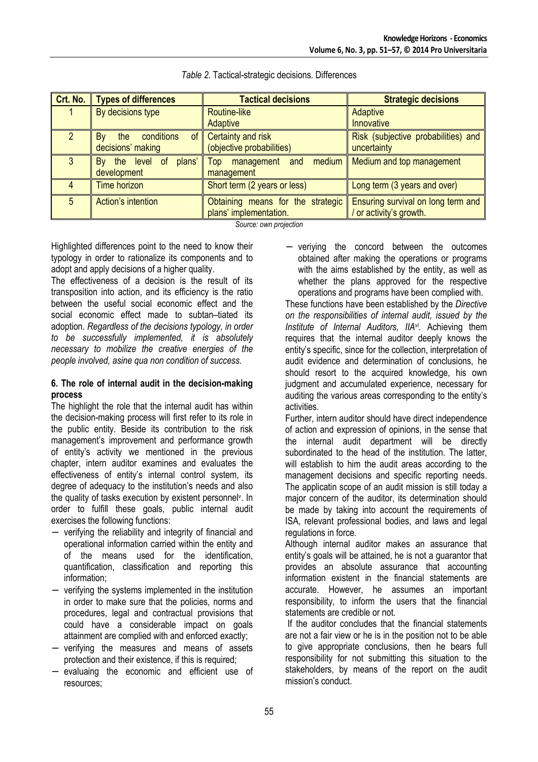*Table 2.* Tactical-strategic decisions. Differences

| Crt. No. | Types of differences | Tactical decisions | Strategic decisions |
| --- | --- | --- | --- |
| 1 | By decisions type | Routine-like<br>Adaptive | Adaptive<br>Innovative |
| 2 | By the conditions of decisions' making | Certainty and risk<br>(objective probabilities) | Risk (subjective probabilities) and uncertainty |
| 3 | By the level of plans' development | Top management and medium management | Medium and top management |
| 4 | Time horizon | Short term (2 years or less) | Long term (3 years and over) |
| 5 | Action's intention | Obtaining means for the strategic plans' implementation. | Ensuring survival on long term and / or activity's growth. |

*Source: own projection*

Highlighted differences point to the need to know their typology in order to rationalize its components and to adopt and apply decisions of a higher quality.

The effectiveness of a decision is the result of its transposition into action, and its efficiency is the ratio between the useful social economic effect and the social economic effect made to subtan–tiated its adoption. *Regardless of the decisions typology, in order to be successfully implemented, it is absolutely necessary to mobilize the creative energies of the people involved, asine qua non condition of success.*

**6. The role of internal audit in the decision-making process**

The highlight the role that the internal audit has within the decision-making process will first refer to its role in the public entity. Beside its contribution to the risk management's improvement and performance growth of entity's activity we mentioned in the previous chapter, intern auditor examines and evaluates the effectiveness of entity's internal control system, its degree of adequacy to the institution's needs and also the quality of tasks execution by existent personnel[v]. In order to fulfill these goals, public internal audit exercises the following functions:

- verifying the reliability and integrity of financial and operational information carried within the entity and of the means used for the identification, quantification, classification and reporting this information;
- verifying the systems implemented in the institution in order to make sure that the policies, norms and procedures, legal and contractual provisions that could have a considerable impact on goals attainment are complied with and enforced exactly;
- verifying the measures and means of assets protection and their existence, if this is required;
- evaluaing the economic and efficient use of resources;
- veriying the concord between the outcomes obtained after making the operations or programs with the aims established by the entity, as well as whether the plans approved for the respective operations and programs have been complied with.

These functions have been established by the *Directive on the responsibilities of internal audit, issued by the Institute of Internal Auditors, IIA*[vi]. Achieving them requires that the internal auditor deeply knows the entity's specific, since for the collection, interpretation of audit evidence and determination of conclusions, he should resort to the acquired knowledge, his own judgment and accumulated experience, necessary for auditing the various areas corresponding to the entity's activities.

Further, intern auditor should have direct independence of action and expression of opinions, in the sense that the internal audit department will be directly subordinated to the head of the institution. The latter, will establish to him the audit areas according to the management decisions and specific reporting needs. The applicatin scope of an audit mission is still today a major concern of the auditor, its determination should be made by taking into account the requirements of ISA, relevant professional bodies, and laws and legal regulations in force.

Although internal auditor makes an assurance that entity's goals will be attained, he is not a guarantor that provides an absolute assurance that accounting information existent in the financial statements are accurate. However, he assumes an important responsibility, to inform the users that the financial statements are credible or not.

If the auditor concludes that the financial statements are not a fair view or he is in the position not to be able to give appropriate conclusions, then he bears full responsibility for not submitting this situation to the stakeholders, by means of the report on the audit mission's conduct.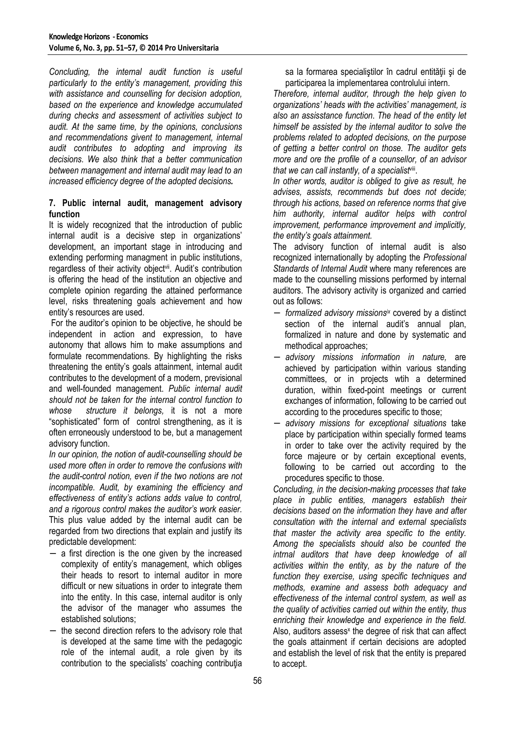*Concluding, the internal audit function is useful particularly to the entity's management, providing this with assistance and counselling for decision adoption, based on the experience and knowledge accumulated during checks and assessment of activities subject to audit. At the same time, by the opinions, conclusions and recommendations givent to management, internal audit contributes to adopting and improving its decisions. We also think that a better communication between management and internal audit may lead to an increased efficiency degree of the adopted decisions.*

## 7. Public internal audit, management advisory function

It is widely recognized that the introduction of public internal audit is a decisive step in organizations' development, an important stage in introducing and extending performing managment in public institutions, regardless of their activity object[vii]. Audit's contribution is offering the head of the institution an objective and complete opinion regarding the attained performance level, risks threatening goals achievement and how entity's resources are used.

For the auditor's opinion to be objective, he should be independent in action and expression, to have autonomy that allows him to make assumptions and formulate recommendations. By highlighting the risks threatening the entity's goals attainment, internal audit contributes to the development of a modern, previsional and well-founded management. *Public internal audit should not be taken for the internal control function to whose structure it belongs,* it is not a more "sophisticated" form of control strengthening, as it is often erroneously understood to be, but a management advisory function.

*In our opinion, the notion of audit-counselling should be used more often in order to remove the confusions with the audit-control notion, even if the two notions are not incompatible. Audit, by examining the efficiency and effectiveness of entity's actions adds value to control, and a rigorous control makes the auditor's work easier.* This plus value added by the internal audit can be regarded from two directions that explain and justify its predictable development:

- a first direction is the one given by the increased complexity of entity's management, which obliges their heads to resort to internal auditor in more difficult or new situations in order to integrate them into the entity. In this case, internal auditor is only the advisor of the manager who assumes the established solutions;
- the second direction refers to the advisory role that is developed at the same time with the pedagogic role of the internal audit, a role given by its contribution to the specialists' coaching contribuţia sa la formarea specialiştilor în cadrul entităţii şi de participarea la implementarea controlului intern.

*Therefore, internal auditor, through the help given to organizations' heads with the activities' management, is also an assisstance function. The head of the entity let himself be assisted by the internal auditor to solve the problems related to adopted decisions, on the purpose of getting a better control on those. The auditor gets more and ore the profile of a counsellor, of an advisor that we can call instantly, of a specialist*[viii].

*In other words, auditor is obliged to give as result, he advises, assists, recommends but does not decide; through his actions, based on reference norms that give him authority, internal auditor helps with control improvement, performance improvement and implicitly, the entity's goals attainment.*

The advisory function of internal audit is also recognized internationally by adopting the *Professional Standards of Internal Audit* where many references are made to the counselling missions performed by internal auditors. The advisory activity is organized and carried out as follows:

- *formalized advisory missions*[ix] covered by a distinct section of the internal audit's annual plan, formalized in nature and done by systematic and methodical approaches;
- *advisory missions information in nature,* are achieved by participation within various standing committees, or in projects wtih a determined duration, within fixed-point meetings or current exchanges of information, following to be carried out according to the procedures specific to those;
- *advisory missions for exceptional situations* take place by participation within specially formed teams in order to take over the activity required by the force majeure or by certain exceptional events, following to be carried out according to the procedures specific to those.

*Concluding, in the decision-making processes that take place in public entities, managers establish their decisions based on the information they have and after consultation with the internal and external specialists that master the activity area specific to the entity. Among the specialists should also be counted the intrnal auditors that have deep knowledge of all activities within the entity, as by the nature of the function they exercise, using specific techniques and methods, examine and assess both adequacy and effectiveness of the internal control system, as well as the quality of activities carried out within the entity, thus enriching their knowledge and experience in the field.* Also, auditors assess[x] the degree of risk that can affect the goals attainment if certain decisions are adopted and establish the level of risk that the entity is prepared to accept.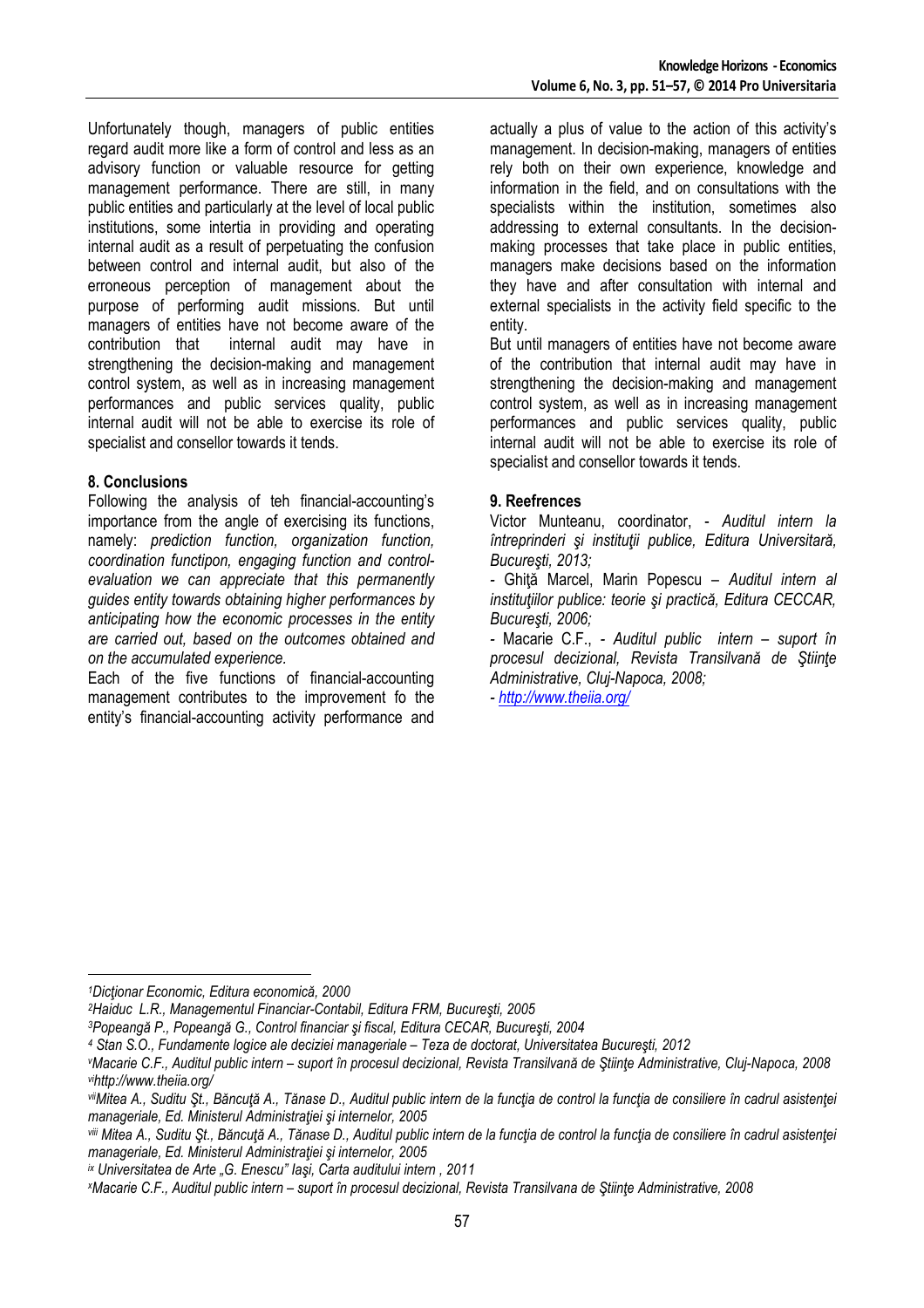Unfortunately though, managers of public entities regard audit more like a form of control and less as an advisory function or valuable resource for getting management performance. There are still, in many public entities and particularly at the level of local public institutions, some intertia in providing and operating internal audit as a result of perpetuating the confusion between control and internal audit, but also of the erroneous perception of management about the purpose of performing audit missions. But until managers of entities have not become aware of the contribution that internal audit may have in strengthening the decision-making and management control system, as well as in increasing management performances and public services quality, public internal audit will not be able to exercise its role of specialist and consellor towards it tends.

## 8. Conclusions

Following the analysis of teh financial-accounting's importance from the angle of exercising its functions, namely: *prediction function, organization function, coordination functipon, engaging function and control-evaluation we can appreciate that this permanently guides entity towards obtaining higher performances by anticipating how the economic processes in the entity are carried out, based on the outcomes obtained and on the accumulated experience.*

Each of the five functions of financial-accounting management contributes to the improvement fo the entity's financial-accounting activity performance and actually a plus of value to the action of this activity's management. In decision-making, managers of entities rely both on their own experience, knowledge and information in the field, and on consultations with the specialists within the institution, sometimes also addressing to external consultants. In the decision-making processes that take place in public entities, managers make decisions based on the information they have and after consultation with internal and external specialists in the activity field specific to the entity.

But until managers of entities have not become aware of the contribution that internal audit may have in strengthening the decision-making and management control system, as well as in increasing management performances and public services quality, public internal audit will not be able to exercise its role of specialist and consellor towards it tends.

## 9. Reefrences

Victor Munteanu, coordinator, - *Auditul intern la întreprinderi şi instituţii publice, Editura Universitară, Bucureşti, 2013;*

- Ghiţă Marcel, Marin Popescu – *Auditul intern al instituţiilor publice: teorie şi practică, Editura CECCAR, Bucureşti, 2006;*

- Macarie C.F., - *Auditul public intern – suport în procesul decizional, Revista Transilvană de Ştiinţe Administrative, Cluj-Napoca, 2008;*

- *http://www.theiia.org/*

---

[1] *Dicţionar Economic, Editura economică, 2000*

[2] *Haiduc L.R., Managementul Financiar-Contabil, Editura FRM, Bucureşti, 2005*

[3] *Popeangă P., Popeangă G., Control financiar şi fiscal, Editura CECAR, Bucureşti, 2004*

[4] *Stan S.O., Fundamente logice ale deciziei manageriale – Teza de doctorat, Universitatea Bucureşti, 2012*

[v] *Macarie C.F., Auditul public intern – suport în procesul decizional, Revista Transilvană de Ştiinţe Administrative, Cluj-Napoca, 2008*

[vi] *http://www.theiia.org/*

[vii] *Mitea A., Suditu Şt., Băncuţă A., Tănase D., Auditul public intern de la funcţia de control la funcţia de consiliere în cadrul asistenţei manageriale, Ed. Ministerul Administraţiei şi internelor, 2005*

[viii] *Mitea A., Suditu Şt., Băncuţă A., Tănase D., Auditul public intern de la funcţia de control la funcţia de consiliere în cadrul asistenţei manageriale, Ed. Ministerul Administraţiei şi internelor, 2005*

[ix] *Universitatea de Arte „G. Enescu" Iaşi, Carta auditului intern , 2011*

[x] *Macarie C.F., Auditul public intern – suport în procesul decizional, Revista Transilvana de Ştiinţe Administrative, 2008*